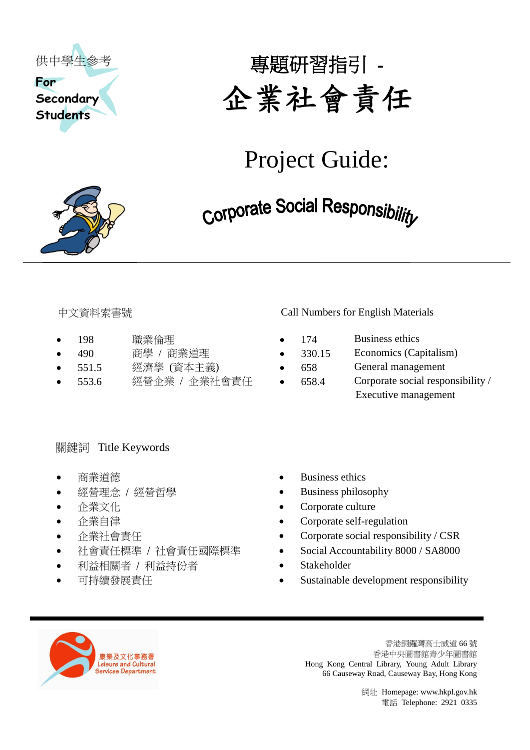供中學生參考

For Secondary Students

# 專題研習指引 - 企業社會責任

# Project Guide: Corporate Social Responsibility

中文資料索書號

- 198　　職業倫理
- 490　　商學 / 商業道理
- 551.5　　經濟學 (資本主義)
- 553.6　　經營企業 / 企業社會責任

Call Numbers for English Materials

- 174　　Business ethics
- 330.15　　Economics (Capitalism)
- 658　　General management
- 658.4　　Corporate social responsibility / Executive management

關鍵詞 Title Keywords

- 商業道德
- 經營理念 / 經營哲學
- 企業文化
- 企業自律
- 企業社會責任
- 社會責任標準 / 社會責任國際標準
- 利益相關者 / 利益持份者
- 可持續發展責任

- Business ethics
- Business philosophy
- Corporate culture
- Corporate self-regulation
- Corporate social responsibility / CSR
- Social Accountability 8000 / SA8000
- Stakeholder
- Sustainable development responsibility

康樂及文化事務署 Leisure and Cultural Services Department

香港銅鑼灣高士威道 66 號
香港中央圖書館青少年圖書館
Hong Kong Central Library, Young Adult Library
66 Causeway Road, Causeway Bay, Hong Kong

網址 Homepage: www.hkpl.gov.hk
電話 Telephone: 2921 0335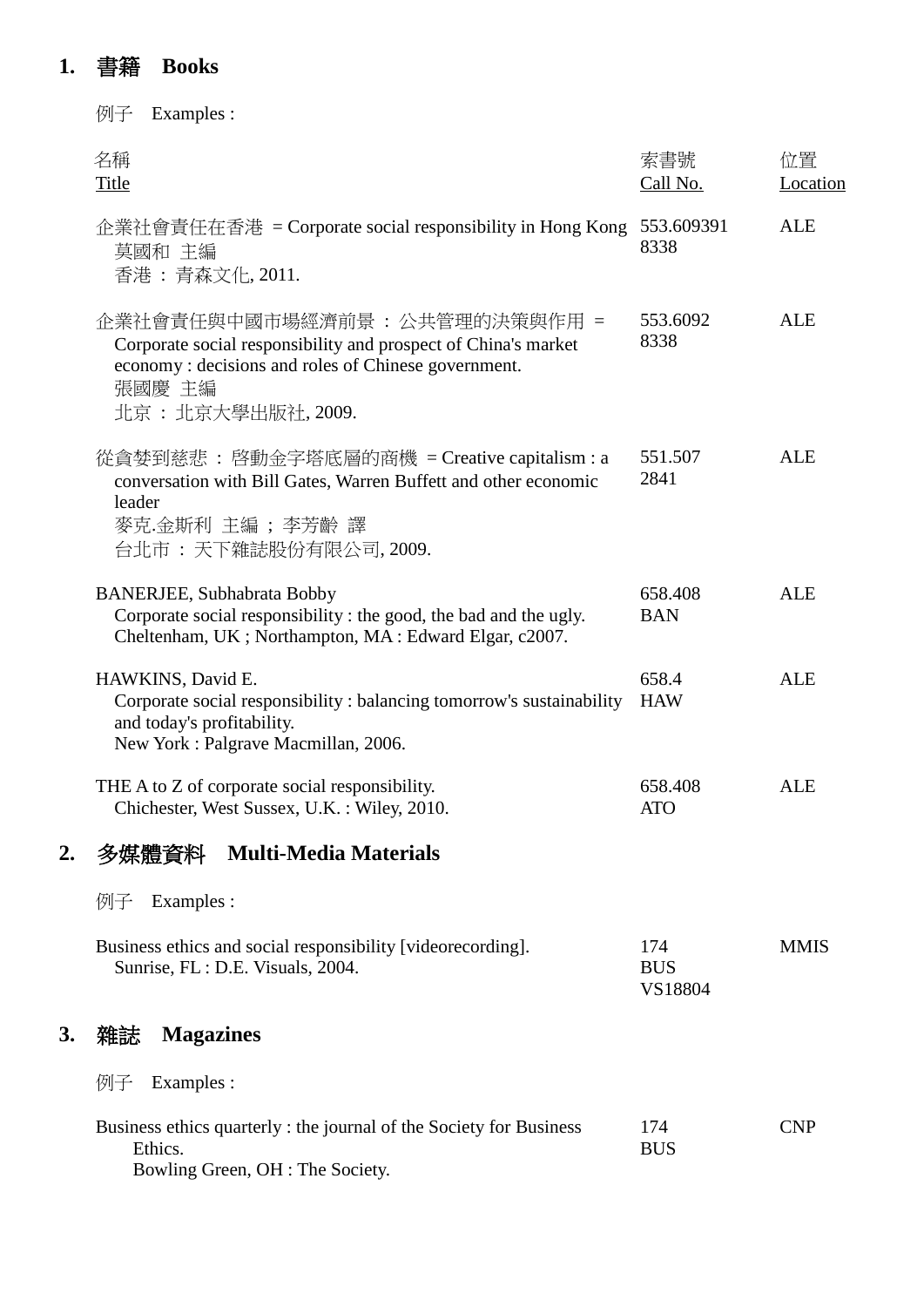## 1. 書籍　Books

例子　Examples :

| 名稱<br>Title | 索書號<br>Call No. | 位置<br>Location |
|---|---|---|
| 企業社會責任在香港 = Corporate social responsibility in Hong Kong<br>莫國和 主編<br>香港 : 青森文化, 2011. | 553.609391<br>8338 | ALE |
| 企業社會責任與中國市場經濟前景 : 公共管理的決策與作用 = Corporate social responsibility and prospect of China's market economy : decisions and roles of Chinese government.<br>張國慶 主編<br>北京 : 北京大學出版社, 2009. | 553.6092<br>8338 | ALE |
| 從貪婪到慈悲 : 啓動金字塔底層的商機 = Creative capitalism : a conversation with Bill Gates, Warren Buffett and other economic leader<br>麥克.金斯利 主編 ; 李芳齡 譯<br>台北市 : 天下雜誌股份有限公司, 2009. | 551.507<br>2841 | ALE |
| BANERJEE, Subhabrata Bobby<br>Corporate social responsibility : the good, the bad and the ugly.<br>Cheltenham, UK ; Northampton, MA : Edward Elgar, c2007. | 658.408<br>BAN | ALE |
| HAWKINS, David E.<br>Corporate social responsibility : balancing tomorrow's sustainability and today's profitability.<br>New York : Palgrave Macmillan, 2006. | 658.4<br>HAW | ALE |
| THE A to Z of corporate social responsibility.<br>Chichester, West Sussex, U.K. : Wiley, 2010. | 658.408<br>ATO | ALE |

## 2. 多媒體資料　Multi-Media Materials

例子　Examples :

| | | |
|---|---|---|
| Business ethics and social responsibility [videorecording].<br>Sunrise, FL : D.E. Visuals, 2004. | 174<br>BUS<br>VS18804 | MMIS |

## 3. 雜誌　Magazines

例子　Examples :

| | | |
|---|---|---|
| Business ethics quarterly : the journal of the Society for Business Ethics.<br>Bowling Green, OH : The Society. | 174<br>BUS | CNP |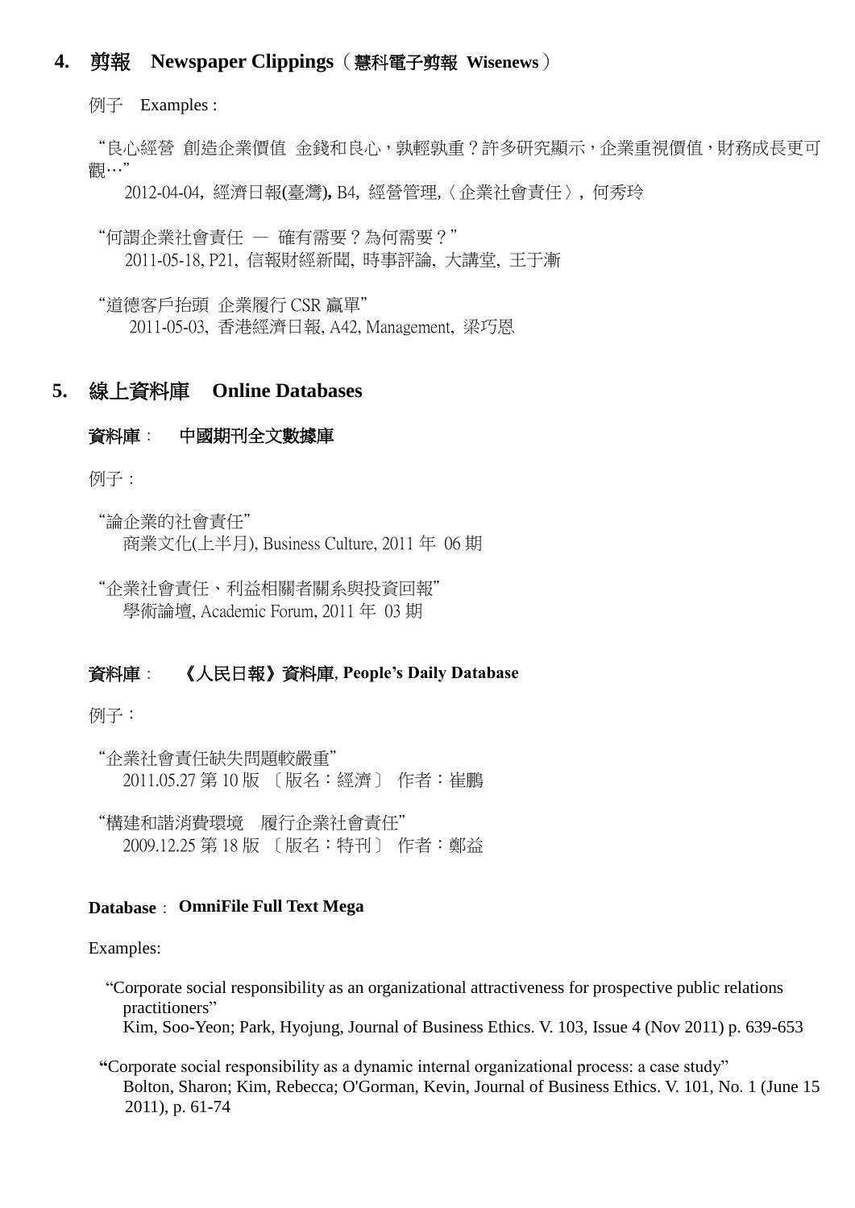## 4. 剪報 Newspaper Clippings（慧科電子剪報 Wisenews）

例子 Examples :

"良心經營 創造企業價值 金錢和良心，孰輕孰重？許多研究顯示，企業重視價值，財務成長更可觀…"

2012-04-04, 經濟日報(臺灣), B4, 經營管理,〈企業社會責任〉, 何秀玲

"何謂企業社會責任 — 確有需要？為何需要？"

2011-05-18, P21, 信報財經新聞, 時事評論, 大講堂, 王于漸

"道德客戶抬頭 企業履行 CSR 贏單"

2011-05-03, 香港經濟日報, A42, Management, 梁巧恩

## 5. 線上資料庫 Online Databases

### 資料庫： 中國期刊全文數據庫

例子：

"論企業的社會責任"

商業文化(上半月), Business Culture, 2011 年 06 期

"企業社會責任、利益相關者關系與投資回報"

學術論壇, Academic Forum, 2011 年 03 期

### 資料庫： 《人民日報》資料庫, People's Daily Database

例子：

"企業社會責任缺失問題較嚴重"

2011.05.27 第 10 版 〔版名：經濟〕 作者：崔鵬

"構建和諧消費環境 履行企業社會責任"

2009.12.25 第 18 版 〔版名：特刊〕 作者：鄭益

### Database： OmniFile Full Text Mega

Examples:

"Corporate social responsibility as an organizational attractiveness for prospective public relations practitioners"

Kim, Soo-Yeon; Park, Hyojung, Journal of Business Ethics. V. 103, Issue 4 (Nov 2011) p. 639-653

"Corporate social responsibility as a dynamic internal organizational process: a case study"

Bolton, Sharon; Kim, Rebecca; O'Gorman, Kevin, Journal of Business Ethics. V. 101, No. 1 (June 15 2011), p. 61-74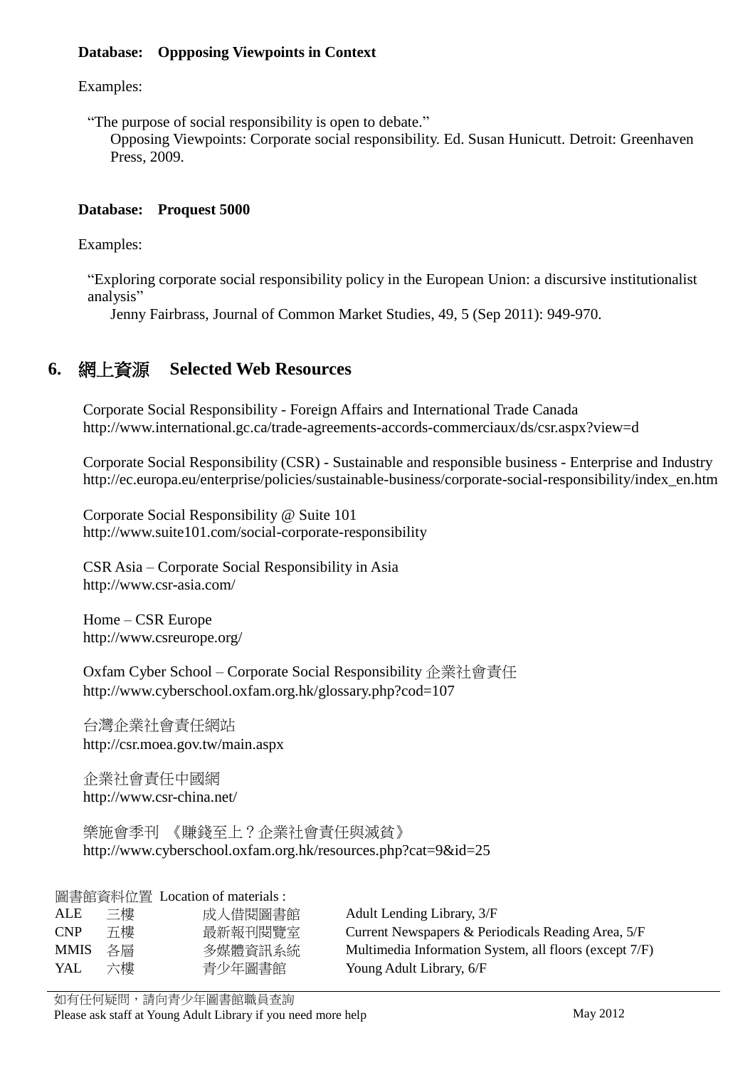**Database: Oppposing Viewpoints in Context**

Examples:

"The purpose of social responsibility is open to debate."
Opposing Viewpoints: Corporate social responsibility. Ed. Susan Hunicutt. Detroit: Greenhaven Press, 2009.

**Database: Proquest 5000**

Examples:

"Exploring corporate social responsibility policy in the European Union: a discursive institutionalist analysis"
Jenny Fairbrass, Journal of Common Market Studies, 49, 5 (Sep 2011): 949-970.

## 6. 網上資源 Selected Web Resources

Corporate Social Responsibility - Foreign Affairs and International Trade Canada
http://www.international.gc.ca/trade-agreements-accords-commerciaux/ds/csr.aspx?view=d

Corporate Social Responsibility (CSR) - Sustainable and responsible business - Enterprise and Industry
http://ec.europa.eu/enterprise/policies/sustainable-business/corporate-social-responsibility/index_en.htm

Corporate Social Responsibility @ Suite 101
http://www.suite101.com/social-corporate-responsibility

CSR Asia – Corporate Social Responsibility in Asia
http://www.csr-asia.com/

Home – CSR Europe
http://www.csreurope.org/

Oxfam Cyber School – Corporate Social Responsibility 企業社會責任
http://www.cyberschool.oxfam.org.hk/glossary.php?cod=107

台灣企業社會責任網站
http://csr.moea.gov.tw/main.aspx

企業社會責任中國網
http://www.csr-china.net/

樂施會季刊 《賺錢至上？企業社會責任與滅貧》
http://www.cyberschool.oxfam.org.hk/resources.php?cat=9&id=25

圖書館資料位置 Location of materials :

| | | | |
|---|---|---|---|
| ALE | 三樓 | 成人借閱圖書館 | Adult Lending Library, 3/F |
| CNP | 五樓 | 最新報刊閱覽室 | Current Newspapers & Periodicals Reading Area, 5/F |
| MMIS | 各層 | 多媒體資訊系統 | Multimedia Information System, all floors (except 7/F) |
| YAL | 六樓 | 青少年圖書館 | Young Adult Library, 6/F |

如有任何疑問，請向青少年圖書館職員查詢
Please ask staff at Young Adult Library if you need more help

May 2012